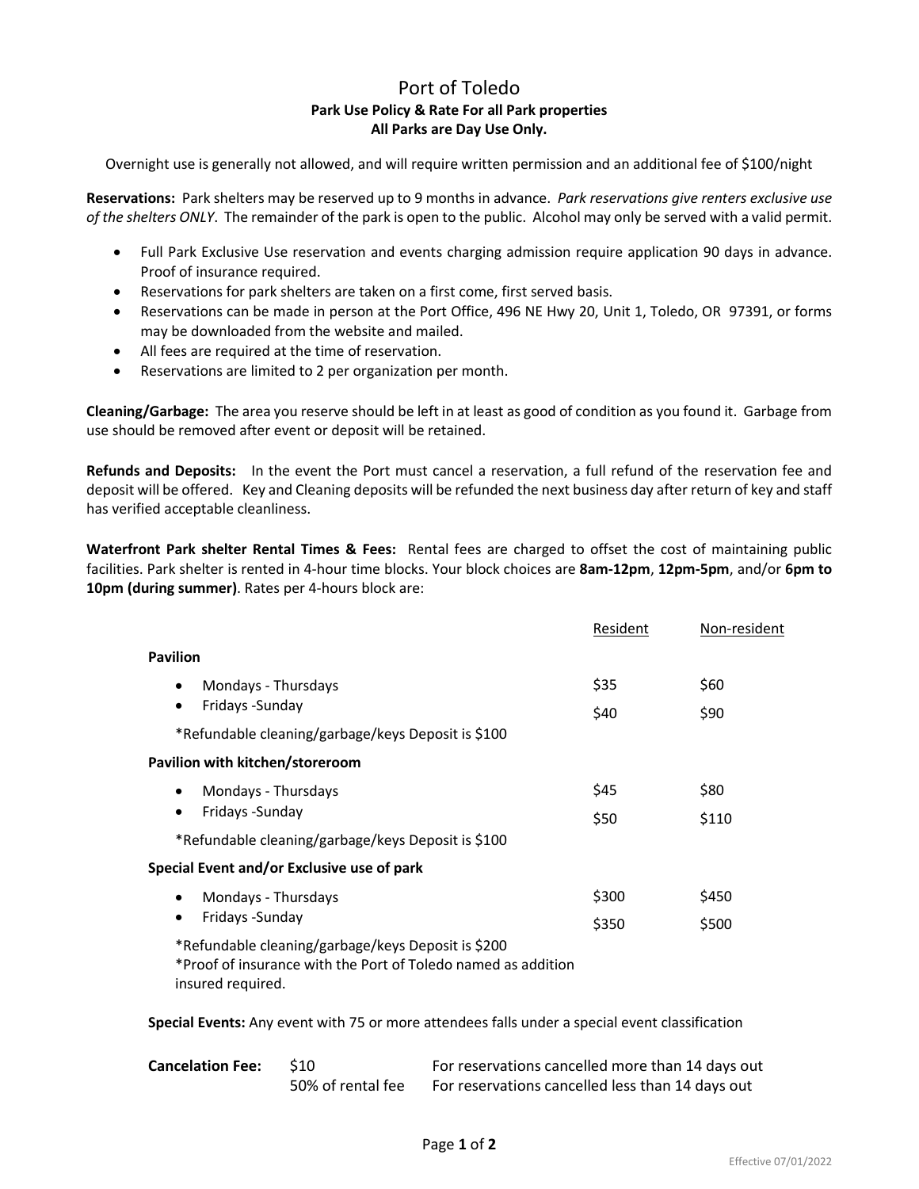# Port of Toledo

**Park Use Policy & Rate For all Park properties**
**All Parks are Day Use Only.**

Overnight use is generally not allowed, and will require written permission and an additional fee of $100/night

**Reservations:** Park shelters may be reserved up to 9 months in advance. *Park reservations give renters exclusive use of the shelters ONLY*. The remainder of the park is open to the public. Alcohol may only be served with a valid permit.

- Full Park Exclusive Use reservation and events charging admission require application 90 days in advance. Proof of insurance required.
- Reservations for park shelters are taken on a first come, first served basis.
- Reservations can be made in person at the Port Office, 496 NE Hwy 20, Unit 1, Toledo, OR 97391, or forms may be downloaded from the website and mailed.
- All fees are required at the time of reservation.
- Reservations are limited to 2 per organization per month.

**Cleaning/Garbage:** The area you reserve should be left in at least as good of condition as you found it. Garbage from use should be removed after event or deposit will be retained.

**Refunds and Deposits:** In the event the Port must cancel a reservation, a full refund of the reservation fee and deposit will be offered. Key and Cleaning deposits will be refunded the next business day after return of key and staff has verified acceptable cleanliness.

**Waterfront Park shelter Rental Times & Fees:** Rental fees are charged to offset the cost of maintaining public facilities. Park shelter is rented in 4-hour time blocks. Your block choices are **8am-12pm**, **12pm-5pm**, and/or **6pm to 10pm (during summer)**. Rates per 4-hours block are:

| | Resident | Non-resident |
|---|---|---|
| **Pavilion** | | |
| • Mondays - Thursdays | $35 | $60 |
| • Fridays -Sunday | $40 | $90 |
| *Refundable cleaning/garbage/keys Deposit is $100 | | |
| **Pavilion with kitchen/storeroom** | | |
| • Mondays - Thursdays | $45 | $80 |
| • Fridays -Sunday | $50 | $110 |
| *Refundable cleaning/garbage/keys Deposit is $100 | | |
| **Special Event and/or Exclusive use of park** | | |
| • Mondays - Thursdays | $300 | $450 |
| • Fridays -Sunday | $350 | $500 |
| *Refundable cleaning/garbage/keys Deposit is $200<br>*Proof of insurance with the Port of Toledo named as addition insured required. | | |

**Special Events:** Any event with 75 or more attendees falls under a special event classification

| **Cancelation Fee:** | $10 | For reservations cancelled more than 14 days out |
|---|---|---|
| | 50% of rental fee | For reservations cancelled less than 14 days out |

Effective 07/01/2022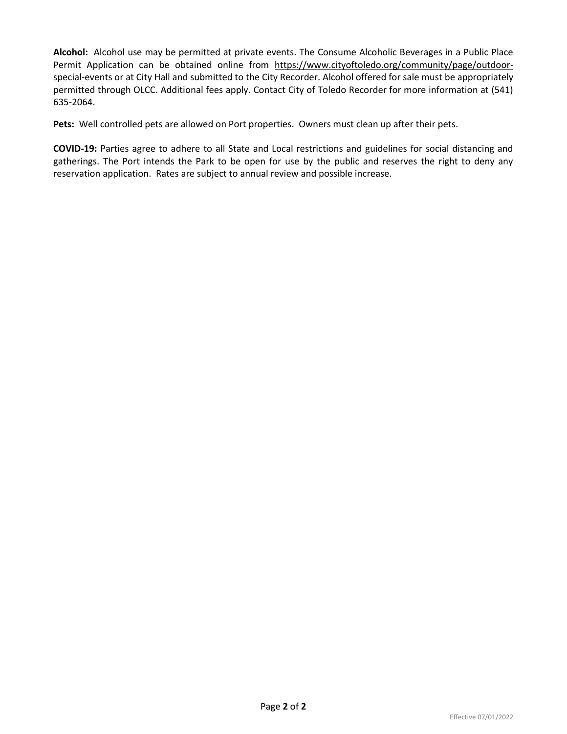**Alcohol:** Alcohol use may be permitted at private events. The Consume Alcoholic Beverages in a Public Place Permit Application can be obtained online from https://www.cityoftoledo.org/community/page/outdoor-special-events or at City Hall and submitted to the City Recorder. Alcohol offered for sale must be appropriately permitted through OLCC. Additional fees apply. Contact City of Toledo Recorder for more information at (541) 635-2064.

**Pets:** Well controlled pets are allowed on Port properties. Owners must clean up after their pets.

**COVID-19:** Parties agree to adhere to all State and Local restrictions and guidelines for social distancing and gatherings. The Port intends the Park to be open for use by the public and reserves the right to deny any reservation application. Rates are subject to annual review and possible increase.

Effective 07/01/2022